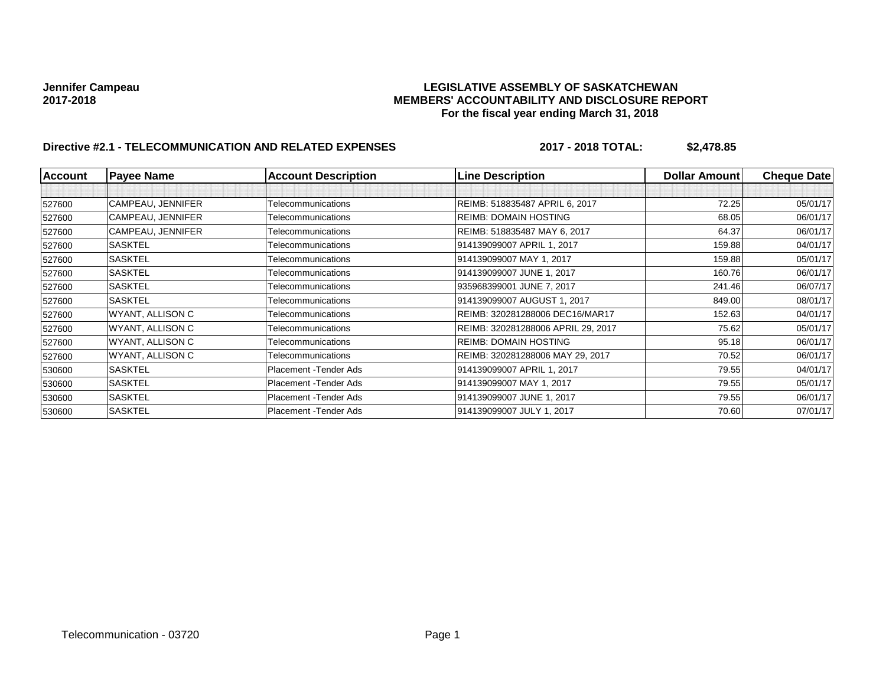**Jennifer Campeau**
**2017-2018**

# LEGISLATIVE ASSEMBLY OF SASKATCHEWAN
## MEMBERS' ACCOUNTABILITY AND DISCLOSURE REPORT
### For the fiscal year ending March 31, 2018

**Directive #2.1 - TELECOMMUNICATION AND RELATED EXPENSES** **2017 - 2018 TOTAL: $2,478.85**

| Account | Payee Name | Account Description | Line Description | Dollar Amount | Cheque Date |
|---|---|---|---|---|---|
| | | | | | |
| 527600 | CAMPEAU, JENNIFER | Telecommunications | REIMB: 518835487 APRIL 6, 2017 | 72.25 | 05/01/17 |
| 527600 | CAMPEAU, JENNIFER | Telecommunications | REIMB: DOMAIN HOSTING | 68.05 | 06/01/17 |
| 527600 | CAMPEAU, JENNIFER | Telecommunications | REIMB: 518835487 MAY 6, 2017 | 64.37 | 06/01/17 |
| 527600 | SASKTEL | Telecommunications | 914139099007 APRIL 1, 2017 | 159.88 | 04/01/17 |
| 527600 | SASKTEL | Telecommunications | 914139099007 MAY 1, 2017 | 159.88 | 05/01/17 |
| 527600 | SASKTEL | Telecommunications | 914139099007 JUNE 1, 2017 | 160.76 | 06/01/17 |
| 527600 | SASKTEL | Telecommunications | 935968399001 JUNE 7, 2017 | 241.46 | 06/07/17 |
| 527600 | SASKTEL | Telecommunications | 914139099007 AUGUST 1, 2017 | 849.00 | 08/01/17 |
| 527600 | WYANT, ALLISON C | Telecommunications | REIMB: 320281288006 DEC16/MAR17 | 152.63 | 04/01/17 |
| 527600 | WYANT, ALLISON C | Telecommunications | REIMB: 320281288006 APRIL 29, 2017 | 75.62 | 05/01/17 |
| 527600 | WYANT, ALLISON C | Telecommunications | REIMB: DOMAIN HOSTING | 95.18 | 06/01/17 |
| 527600 | WYANT, ALLISON C | Telecommunications | REIMB: 320281288006 MAY 29, 2017 | 70.52 | 06/01/17 |
| 530600 | SASKTEL | Placement -Tender Ads | 914139099007 APRIL 1, 2017 | 79.55 | 04/01/17 |
| 530600 | SASKTEL | Placement -Tender Ads | 914139099007 MAY 1, 2017 | 79.55 | 05/01/17 |
| 530600 | SASKTEL | Placement -Tender Ads | 914139099007 JUNE 1, 2017 | 79.55 | 06/01/17 |
| 530600 | SASKTEL | Placement -Tender Ads | 914139099007 JULY 1, 2017 | 70.60 | 07/01/17 |

Telecommunication - 03720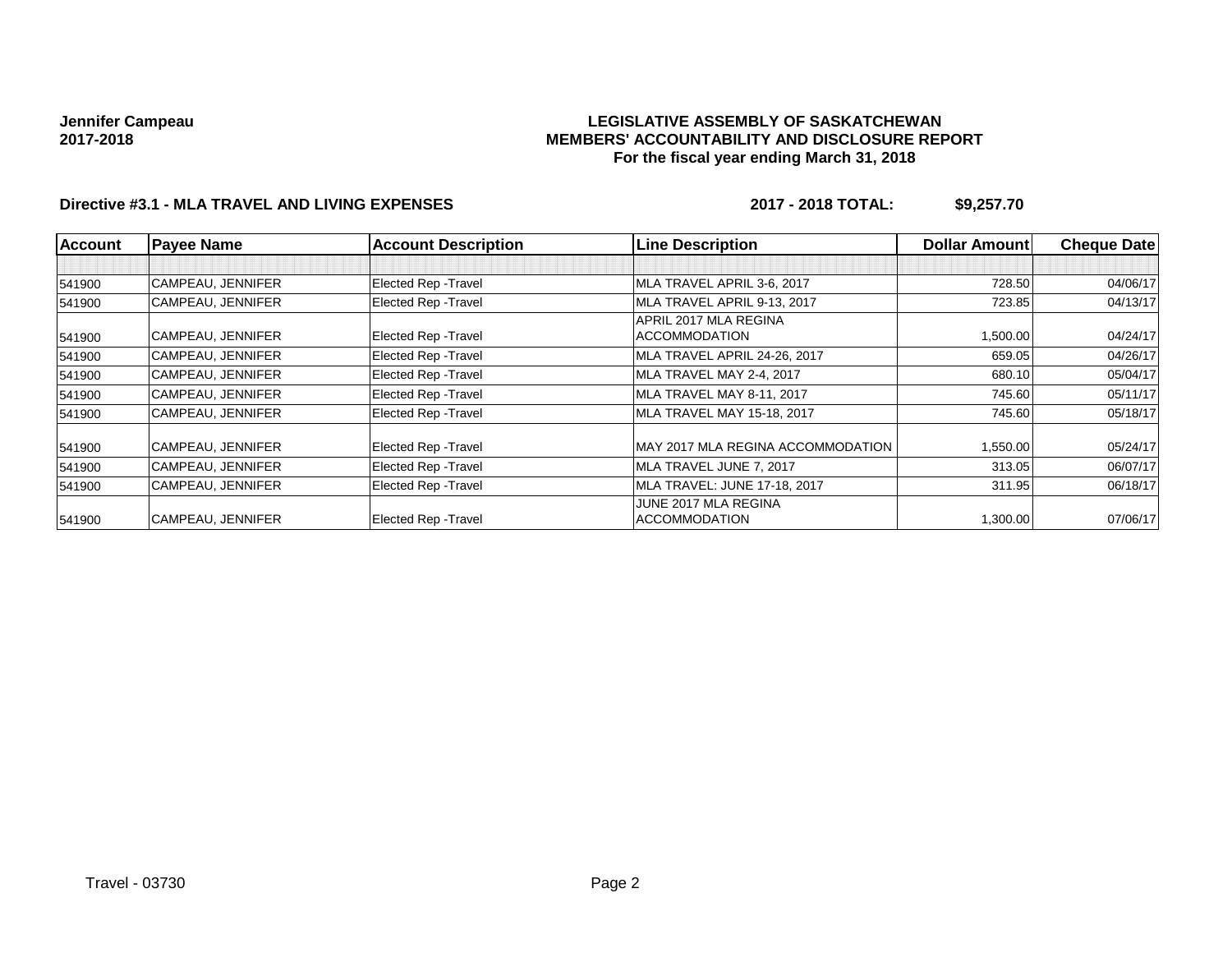**Jennifer Campeau**
**2017-2018**

**LEGISLATIVE ASSEMBLY OF SASKATCHEWAN**
**MEMBERS' ACCOUNTABILITY AND DISCLOSURE REPORT**
**For the fiscal year ending March 31, 2018**

**Directive #3.1 - MLA TRAVEL AND LIVING EXPENSES** **2017 - 2018 TOTAL: $9,257.70**

| Account | Payee Name | Account Description | Line Description | Dollar Amount | Cheque Date |
|---|---|---|---|---|---|
| | | | | | |
| 541900 | CAMPEAU, JENNIFER | Elected Rep -Travel | MLA TRAVEL APRIL 3-6, 2017 | 728.50 | 04/06/17 |
| 541900 | CAMPEAU, JENNIFER | Elected Rep -Travel | MLA TRAVEL APRIL 9-13, 2017 | 723.85 | 04/13/17 |
| 541900 | CAMPEAU, JENNIFER | Elected Rep -Travel | APRIL 2017 MLA REGINA ACCOMMODATION | 1,500.00 | 04/24/17 |
| 541900 | CAMPEAU, JENNIFER | Elected Rep -Travel | MLA TRAVEL APRIL 24-26, 2017 | 659.05 | 04/26/17 |
| 541900 | CAMPEAU, JENNIFER | Elected Rep -Travel | MLA TRAVEL MAY 2-4, 2017 | 680.10 | 05/04/17 |
| 541900 | CAMPEAU, JENNIFER | Elected Rep -Travel | MLA TRAVEL MAY 8-11, 2017 | 745.60 | 05/11/17 |
| 541900 | CAMPEAU, JENNIFER | Elected Rep -Travel | MLA TRAVEL MAY 15-18, 2017 | 745.60 | 05/18/17 |
| 541900 | CAMPEAU, JENNIFER | Elected Rep -Travel | MAY 2017 MLA REGINA ACCOMMODATION | 1,550.00 | 05/24/17 |
| 541900 | CAMPEAU, JENNIFER | Elected Rep -Travel | MLA TRAVEL JUNE 7, 2017 | 313.05 | 06/07/17 |
| 541900 | CAMPEAU, JENNIFER | Elected Rep -Travel | MLA TRAVEL: JUNE 17-18, 2017 | 311.95 | 06/18/17 |
| 541900 | CAMPEAU, JENNIFER | Elected Rep -Travel | JUNE 2017 MLA REGINA ACCOMMODATION | 1,300.00 | 07/06/17 |

Travel - 03730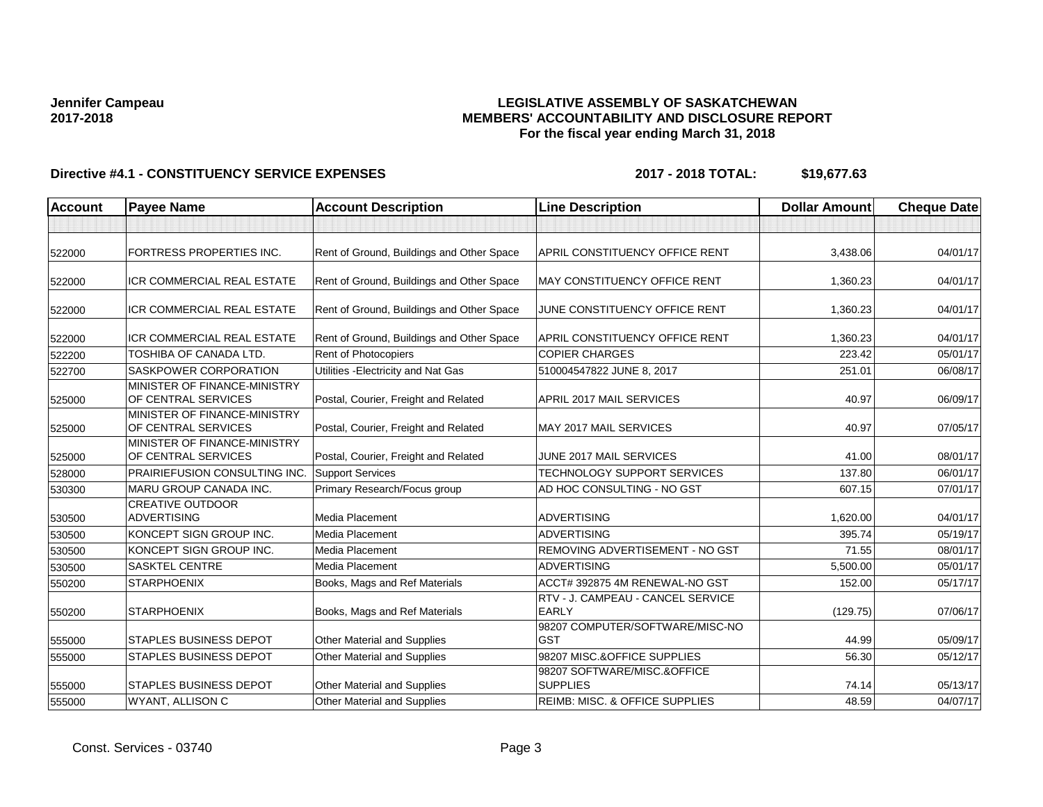**Jennifer Campeau**
**2017-2018**

**LEGISLATIVE ASSEMBLY OF SASKATCHEWAN**
**MEMBERS' ACCOUNTABILITY AND DISCLOSURE REPORT**
**For the fiscal year ending March 31, 2018**

**Directive #4.1 - CONSTITUENCY SERVICE EXPENSES** **2017 - 2018 TOTAL: $19,677.63**

| Account | Payee Name | Account Description | Line Description | Dollar Amount | Cheque Date |
|---|---|---|---|---|---|
| | | | | | |
| 522000 | FORTRESS PROPERTIES INC. | Rent of Ground, Buildings and Other Space | APRIL CONSTITUENCY OFFICE RENT | 3,438.06 | 04/01/17 |
| 522000 | ICR COMMERCIAL REAL ESTATE | Rent of Ground, Buildings and Other Space | MAY CONSTITUENCY OFFICE RENT | 1,360.23 | 04/01/17 |
| 522000 | ICR COMMERCIAL REAL ESTATE | Rent of Ground, Buildings and Other Space | JUNE CONSTITUENCY OFFICE RENT | 1,360.23 | 04/01/17 |
| 522000 | ICR COMMERCIAL REAL ESTATE | Rent of Ground, Buildings and Other Space | APRIL CONSTITUENCY OFFICE RENT | 1,360.23 | 04/01/17 |
| 522200 | TOSHIBA OF CANADA LTD. | Rent of Photocopiers | COPIER CHARGES | 223.42 | 05/01/17 |
| 522700 | SASKPOWER CORPORATION | Utilities -Electricity and Nat Gas | 510004547822 JUNE 8, 2017 | 251.01 | 06/08/17 |
| 525000 | MINISTER OF FINANCE-MINISTRY OF CENTRAL SERVICES | Postal, Courier, Freight and Related | APRIL 2017 MAIL SERVICES | 40.97 | 06/09/17 |
| 525000 | MINISTER OF FINANCE-MINISTRY OF CENTRAL SERVICES | Postal, Courier, Freight and Related | MAY 2017 MAIL SERVICES | 40.97 | 07/05/17 |
| 525000 | MINISTER OF FINANCE-MINISTRY OF CENTRAL SERVICES | Postal, Courier, Freight and Related | JUNE 2017 MAIL SERVICES | 41.00 | 08/01/17 |
| 528000 | PRAIRIEFUSION CONSULTING INC. | Support Services | TECHNOLOGY SUPPORT SERVICES | 137.80 | 06/01/17 |
| 530300 | MARU GROUP CANADA INC. | Primary Research/Focus group | AD HOC CONSULTING - NO GST | 607.15 | 07/01/17 |
| 530500 | CREATIVE OUTDOOR ADVERTISING | Media Placement | ADVERTISING | 1,620.00 | 04/01/17 |
| 530500 | KONCEPT SIGN GROUP INC. | Media Placement | ADVERTISING | 395.74 | 05/19/17 |
| 530500 | KONCEPT SIGN GROUP INC. | Media Placement | REMOVING ADVERTISEMENT - NO GST | 71.55 | 08/01/17 |
| 530500 | SASKTEL CENTRE | Media Placement | ADVERTISING | 5,500.00 | 05/01/17 |
| 550200 | STARPHOENIX | Books, Mags and Ref Materials | ACCT# 392875 4M RENEWAL-NO GST | 152.00 | 05/17/17 |
| 550200 | STARPHOENIX | Books, Mags and Ref Materials | RTV - J. CAMPEAU - CANCEL SERVICE EARLY | (129.75) | 07/06/17 |
| 555000 | STAPLES BUSINESS DEPOT | Other Material and Supplies | 98207 COMPUTER/SOFTWARE/MISC-NO GST | 44.99 | 05/09/17 |
| 555000 | STAPLES BUSINESS DEPOT | Other Material and Supplies | 98207 MISC.&OFFICE SUPPLIES | 56.30 | 05/12/17 |
| 555000 | STAPLES BUSINESS DEPOT | Other Material and Supplies | 98207 SOFTWARE/MISC.&OFFICE SUPPLIES | 74.14 | 05/13/17 |
| 555000 | WYANT, ALLISON C | Other Material and Supplies | REIMB: MISC. & OFFICE SUPPLIES | 48.59 | 04/07/17 |

Const. Services - 03740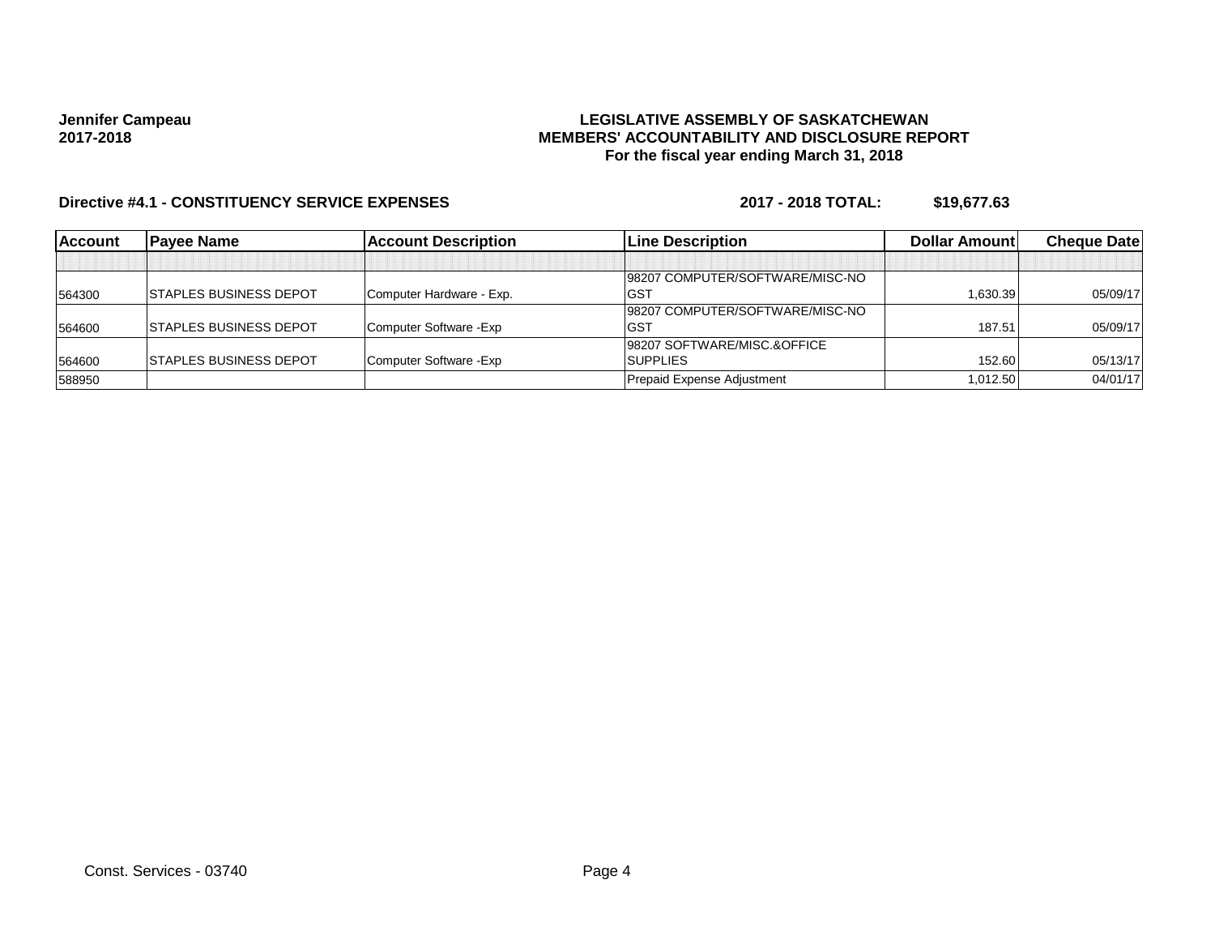**Jennifer Campeau**
**2017-2018**

**LEGISLATIVE ASSEMBLY OF SASKATCHEWAN**
**MEMBERS' ACCOUNTABILITY AND DISCLOSURE REPORT**
**For the fiscal year ending March 31, 2018**

**Directive #4.1 - CONSTITUENCY SERVICE EXPENSES** **2017 - 2018 TOTAL: $19,677.63**

| Account | Payee Name | Account Description | Line Description | Dollar Amount | Cheque Date |
|---|---|---|---|---|---|
| | | | | | |
| 564300 | STAPLES BUSINESS DEPOT | Computer Hardware - Exp. | 98207 COMPUTER/SOFTWARE/MISC-NO GST | 1,630.39 | 05/09/17 |
| 564600 | STAPLES BUSINESS DEPOT | Computer Software -Exp | 98207 COMPUTER/SOFTWARE/MISC-NO GST | 187.51 | 05/09/17 |
| 564600 | STAPLES BUSINESS DEPOT | Computer Software -Exp | 98207 SOFTWARE/MISC.&OFFICE SUPPLIES | 152.60 | 05/13/17 |
| 588950 | | | Prepaid Expense Adjustment | 1,012.50 | 04/01/17 |

Const. Services - 03740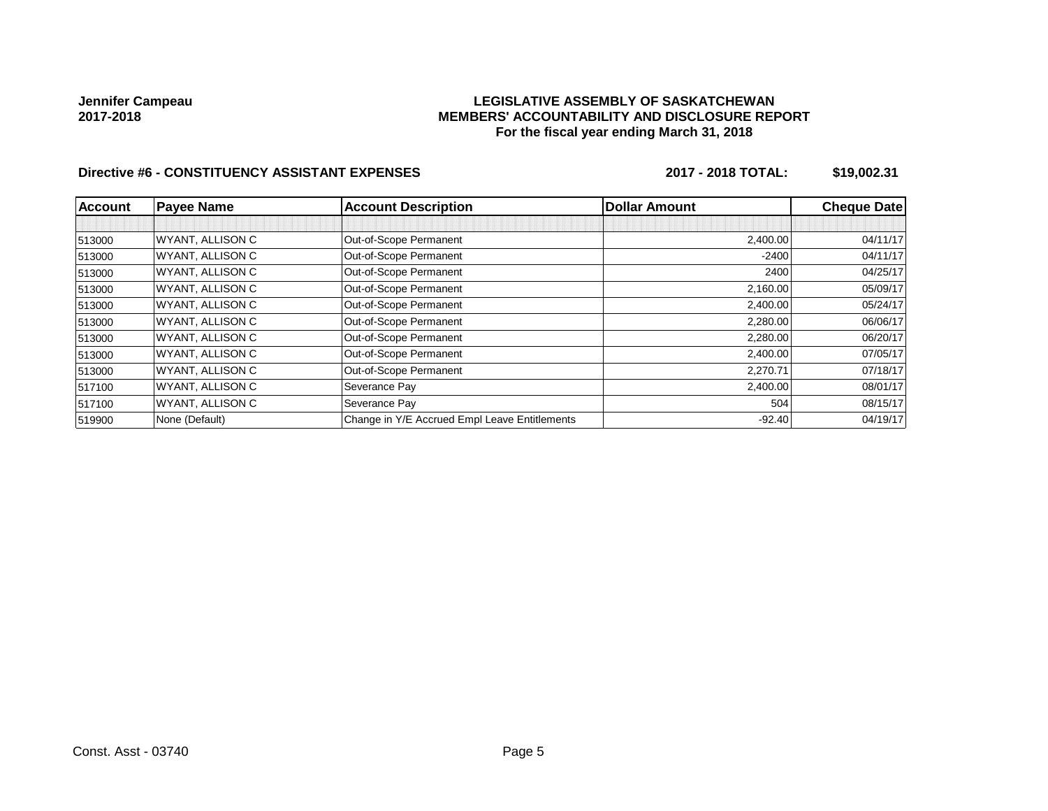**Jennifer Campeau**
**2017-2018**

**LEGISLATIVE ASSEMBLY OF SASKATCHEWAN**
**MEMBERS' ACCOUNTABILITY AND DISCLOSURE REPORT**
**For the fiscal year ending March 31, 2018**

**Directive #6 - CONSTITUENCY ASSISTANT EXPENSES** **2017 - 2018 TOTAL: $19,002.31**

| Account | Payee Name | Account Description | Dollar Amount | Cheque Date |
|---|---|---|---|---|
| | | | | |
| 513000 | WYANT, ALLISON C | Out-of-Scope Permanent | 2,400.00 | 04/11/17 |
| 513000 | WYANT, ALLISON C | Out-of-Scope Permanent | -2400 | 04/11/17 |
| 513000 | WYANT, ALLISON C | Out-of-Scope Permanent | 2400 | 04/25/17 |
| 513000 | WYANT, ALLISON C | Out-of-Scope Permanent | 2,160.00 | 05/09/17 |
| 513000 | WYANT, ALLISON C | Out-of-Scope Permanent | 2,400.00 | 05/24/17 |
| 513000 | WYANT, ALLISON C | Out-of-Scope Permanent | 2,280.00 | 06/06/17 |
| 513000 | WYANT, ALLISON C | Out-of-Scope Permanent | 2,280.00 | 06/20/17 |
| 513000 | WYANT, ALLISON C | Out-of-Scope Permanent | 2,400.00 | 07/05/17 |
| 513000 | WYANT, ALLISON C | Out-of-Scope Permanent | 2,270.71 | 07/18/17 |
| 517100 | WYANT, ALLISON C | Severance Pay | 2,400.00 | 08/01/17 |
| 517100 | WYANT, ALLISON C | Severance Pay | 504 | 08/15/17 |
| 519900 | None (Default) | Change in Y/E Accrued Empl Leave Entitlements | -92.40 | 04/19/17 |

Const. Asst - 03740